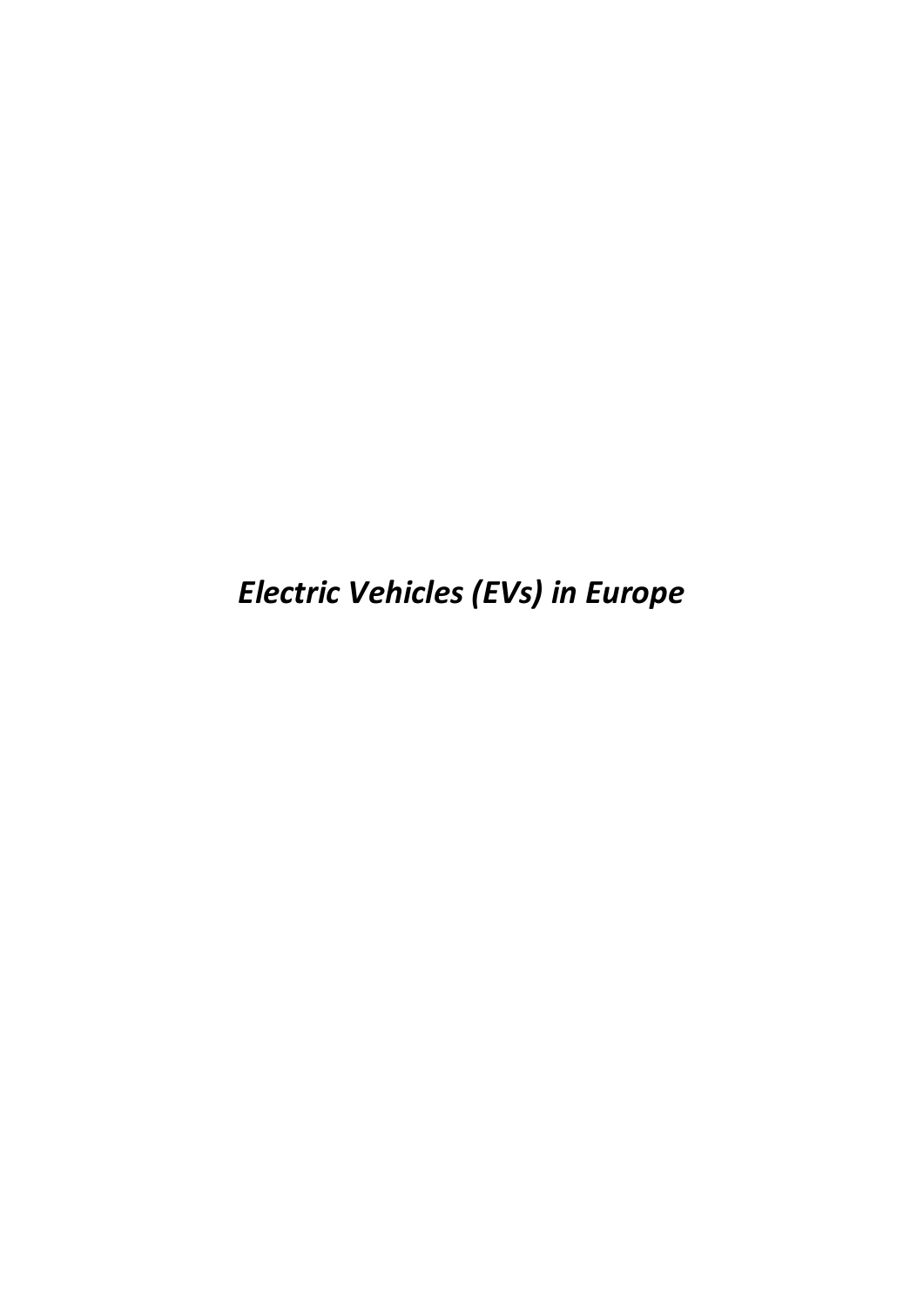# *Electric Vehicles (EVs) in Europe*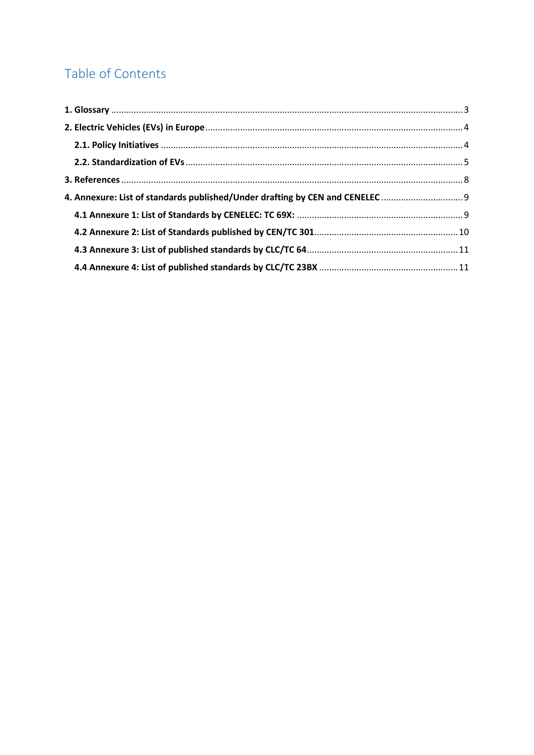# Table of Contents

**1. Glossary** ........................................................................................................................................ 3

**2. Electric Vehicles (EVs) in Europe** ................................................................................................ 4

- **2.1. Policy Initiatives** ................................................................................................................... 4
- **2.2. Standardization of EVs** .......................................................................................................... 5

**3. References** ...................................................................................................................................... 8

**4. Annexure: List of standards published/Under drafting by CEN and CENELEC** ............................ 9

- **4.1 Annexure 1: List of Standards by CENELEC: TC 69X:** ............................................................... 9
- **4.2 Annexure 2: List of Standards published by CEN/TC 301** ......................................................... 10
- **4.3 Annexure 3: List of published standards by CLC/TC 64** ........................................................... 11
- **4.4 Annexure 4: List of published standards by CLC/TC 23BX** ...................................................... 11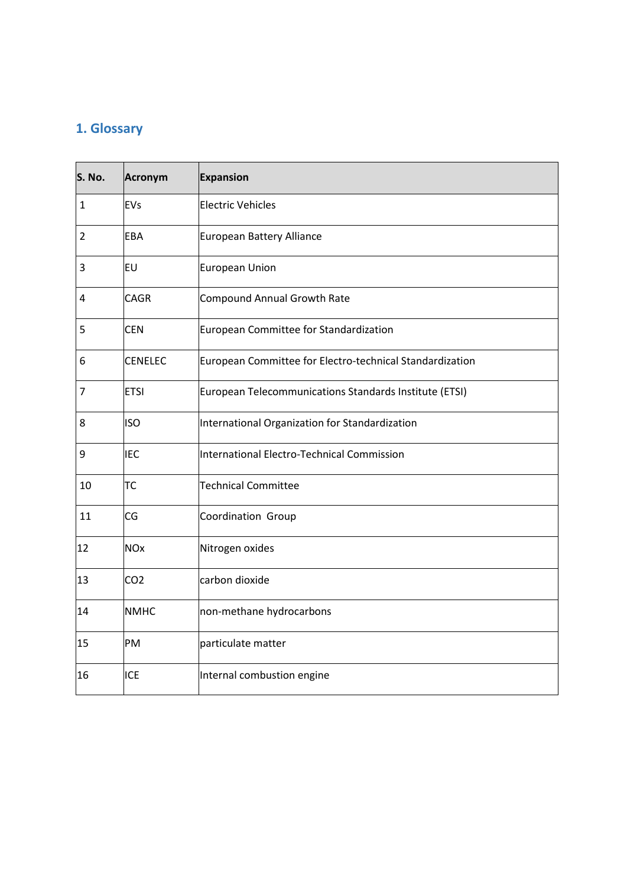## 1. Glossary

| S. No. | Acronym | Expansion |
|---|---|---|
| 1 | EVs | Electric Vehicles |
| 2 | EBA | European Battery Alliance |
| 3 | EU | European Union |
| 4 | CAGR | Compound Annual Growth Rate |
| 5 | CEN | European Committee for Standardization |
| 6 | CENELEC | European Committee for Electro-technical Standardization |
| 7 | ETSI | European Telecommunications Standards Institute (ETSI) |
| 8 | ISO | International Organization for Standardization |
| 9 | IEC | International Electro-Technical Commission |
| 10 | TC | Technical Committee |
| 11 | CG | Coordination Group |
| 12 | NOx | Nitrogen oxides |
| 13 | $CO_2$ | carbon dioxide |
| 14 | NMHC | non-methane hydrocarbons |
| 15 | PM | particulate matter |
| 16 | ICE | Internal combustion engine |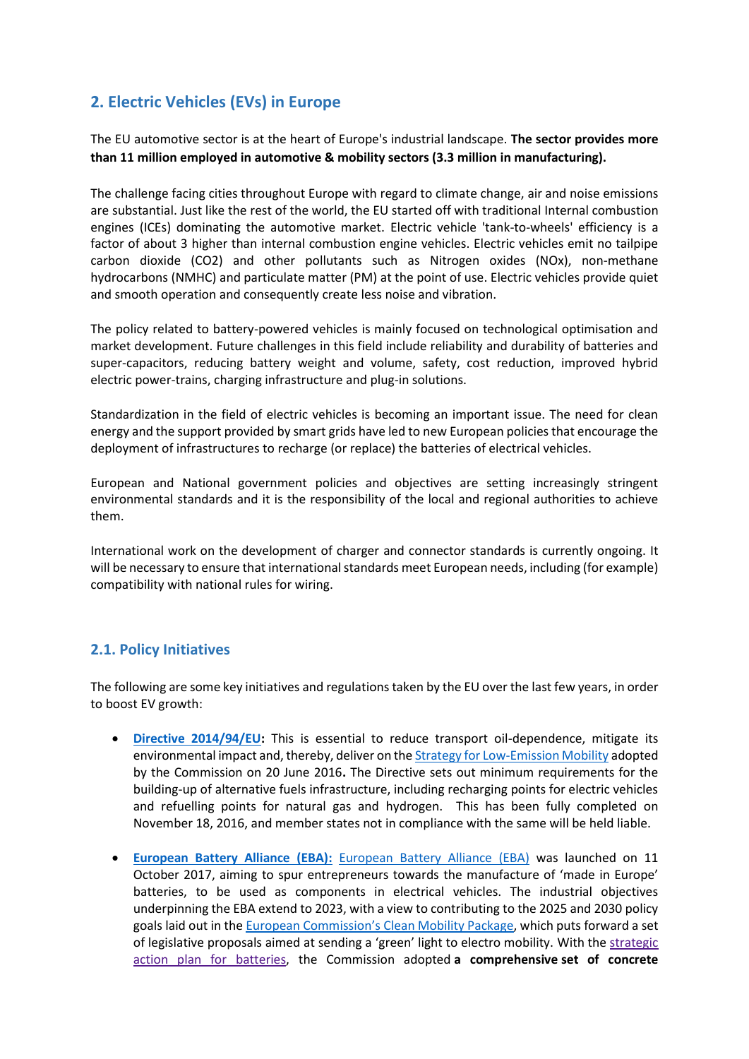## 2. Electric Vehicles (EVs) in Europe

The EU automotive sector is at the heart of Europe's industrial landscape. **The sector provides more than 11 million employed in automotive & mobility sectors (3.3 million in manufacturing).**

The challenge facing cities throughout Europe with regard to climate change, air and noise emissions are substantial. Just like the rest of the world, the EU started off with traditional Internal combustion engines (ICEs) dominating the automotive market. Electric vehicle 'tank-to-wheels' efficiency is a factor of about 3 higher than internal combustion engine vehicles. Electric vehicles emit no tailpipe carbon dioxide (CO2) and other pollutants such as Nitrogen oxides (NOx), non-methane hydrocarbons (NMHC) and particulate matter (PM) at the point of use. Electric vehicles provide quiet and smooth operation and consequently create less noise and vibration.

The policy related to battery-powered vehicles is mainly focused on technological optimisation and market development. Future challenges in this field include reliability and durability of batteries and super-capacitors, reducing battery weight and volume, safety, cost reduction, improved hybrid electric power-trains, charging infrastructure and plug-in solutions.

Standardization in the field of electric vehicles is becoming an important issue. The need for clean energy and the support provided by smart grids have led to new European policies that encourage the deployment of infrastructures to recharge (or replace) the batteries of electrical vehicles.

European and National government policies and objectives are setting increasingly stringent environmental standards and it is the responsibility of the local and regional authorities to achieve them.

International work on the development of charger and connector standards is currently ongoing. It will be necessary to ensure that international standards meet European needs, including (for example) compatibility with national rules for wiring.

### 2.1. Policy Initiatives

The following are some key initiatives and regulations taken by the EU over the last few years, in order to boost EV growth:

- **Directive 2014/94/EU:** This is essential to reduce transport oil-dependence, mitigate its environmental impact and, thereby, deliver on the Strategy for Low-Emission Mobility adopted by the Commission on 20 June 2016**.** The Directive sets out minimum requirements for the building-up of alternative fuels infrastructure, including recharging points for electric vehicles and refuelling points for natural gas and hydrogen. This has been fully completed on November 18, 2016, and member states not in compliance with the same will be held liable.

- **European Battery Alliance (EBA):** European Battery Alliance (EBA) was launched on 11 October 2017, aiming to spur entrepreneurs towards the manufacture of 'made in Europe' batteries, to be used as components in electrical vehicles. The industrial objectives underpinning the EBA extend to 2023, with a view to contributing to the 2025 and 2030 policy goals laid out in the European Commission's Clean Mobility Package, which puts forward a set of legislative proposals aimed at sending a 'green' light to electro mobility. With the strategic action plan for batteries, the Commission adopted **a comprehensive set of concrete**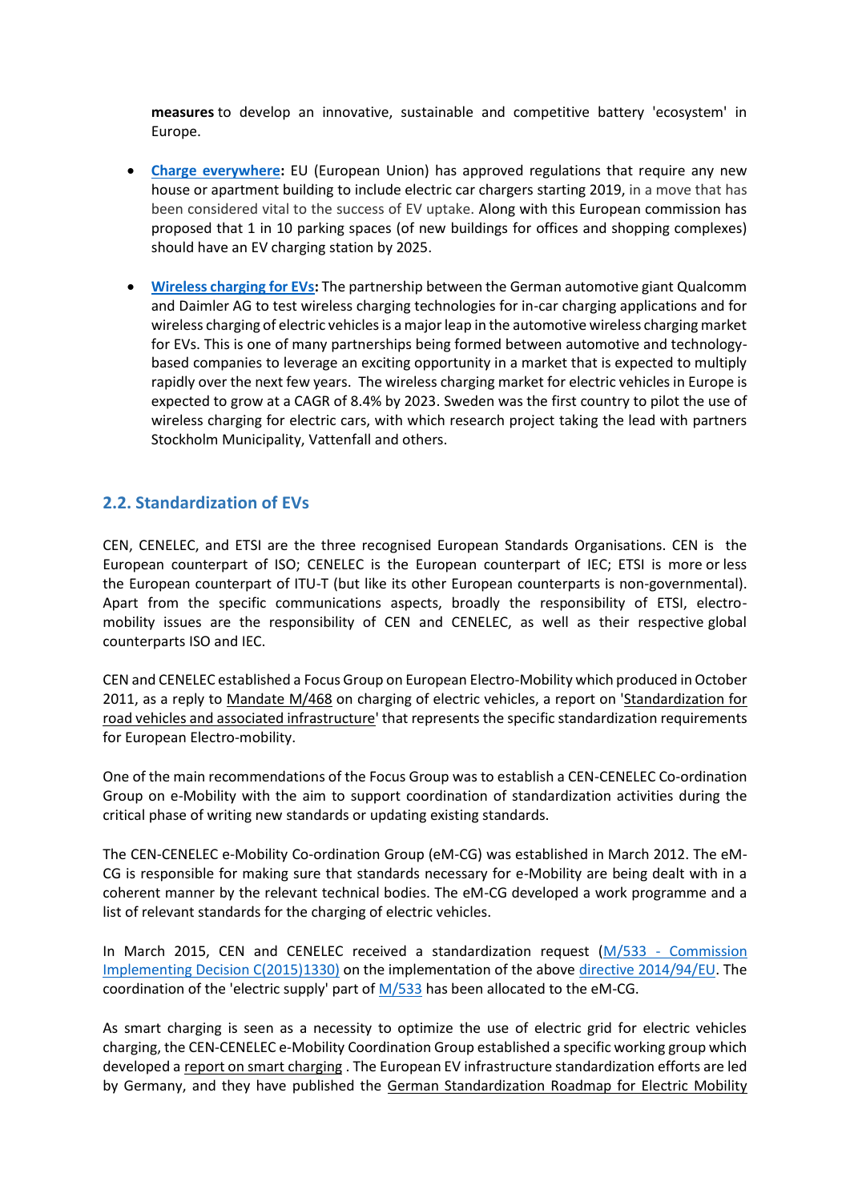**measures** to develop an innovative, sustainable and competitive battery 'ecosystem' in Europe.

- **Charge everywhere:** EU (European Union) has approved regulations that require any new house or apartment building to include electric car chargers starting 2019, in a move that has been considered vital to the success of EV uptake. Along with this European commission has proposed that 1 in 10 parking spaces (of new buildings for offices and shopping complexes) should have an EV charging station by 2025.

- **Wireless charging for EVs:** The partnership between the German automotive giant Qualcomm and Daimler AG to test wireless charging technologies for in-car charging applications and for wireless charging of electric vehicles is a major leap in the automotive wireless charging market for EVs. This is one of many partnerships being formed between automotive and technology-based companies to leverage an exciting opportunity in a market that is expected to multiply rapidly over the next few years. The wireless charging market for electric vehicles in Europe is expected to grow at a CAGR of 8.4% by 2023. Sweden was the first country to pilot the use of wireless charging for electric cars, with which research project taking the lead with partners Stockholm Municipality, Vattenfall and others.

## 2.2. Standardization of EVs

CEN, CENELEC, and ETSI are the three recognised European Standards Organisations. CEN is the European counterpart of ISO; CENELEC is the European counterpart of IEC; ETSI is more or less the European counterpart of ITU-T (but like its other European counterparts is non-governmental). Apart from the specific communications aspects, broadly the responsibility of ETSI, electro-mobility issues are the responsibility of CEN and CENELEC, as well as their respective global counterparts ISO and IEC.

CEN and CENELEC established a Focus Group on European Electro-Mobility which produced in October 2011, as a reply to Mandate M/468 on charging of electric vehicles, a report on 'Standardization for road vehicles and associated infrastructure' that represents the specific standardization requirements for European Electro-mobility.

One of the main recommendations of the Focus Group was to establish a CEN-CENELEC Co-ordination Group on e-Mobility with the aim to support coordination of standardization activities during the critical phase of writing new standards or updating existing standards.

The CEN-CENELEC e-Mobility Co-ordination Group (eM-CG) was established in March 2012. The eM-CG is responsible for making sure that standards necessary for e-Mobility are being dealt with in a coherent manner by the relevant technical bodies. The eM-CG developed a work programme and a list of relevant standards for the charging of electric vehicles.

In March 2015, CEN and CENELEC received a standardization request (M/533 - Commission Implementing Decision C(2015)1330) on the implementation of the above directive 2014/94/EU. The coordination of the 'electric supply' part of M/533 has been allocated to the eM-CG.

As smart charging is seen as a necessity to optimize the use of electric grid for electric vehicles charging, the CEN-CENELEC e-Mobility Coordination Group established a specific working group which developed a report on smart charging . The European EV infrastructure standardization efforts are led by Germany, and they have published the German Standardization Roadmap for Electric Mobility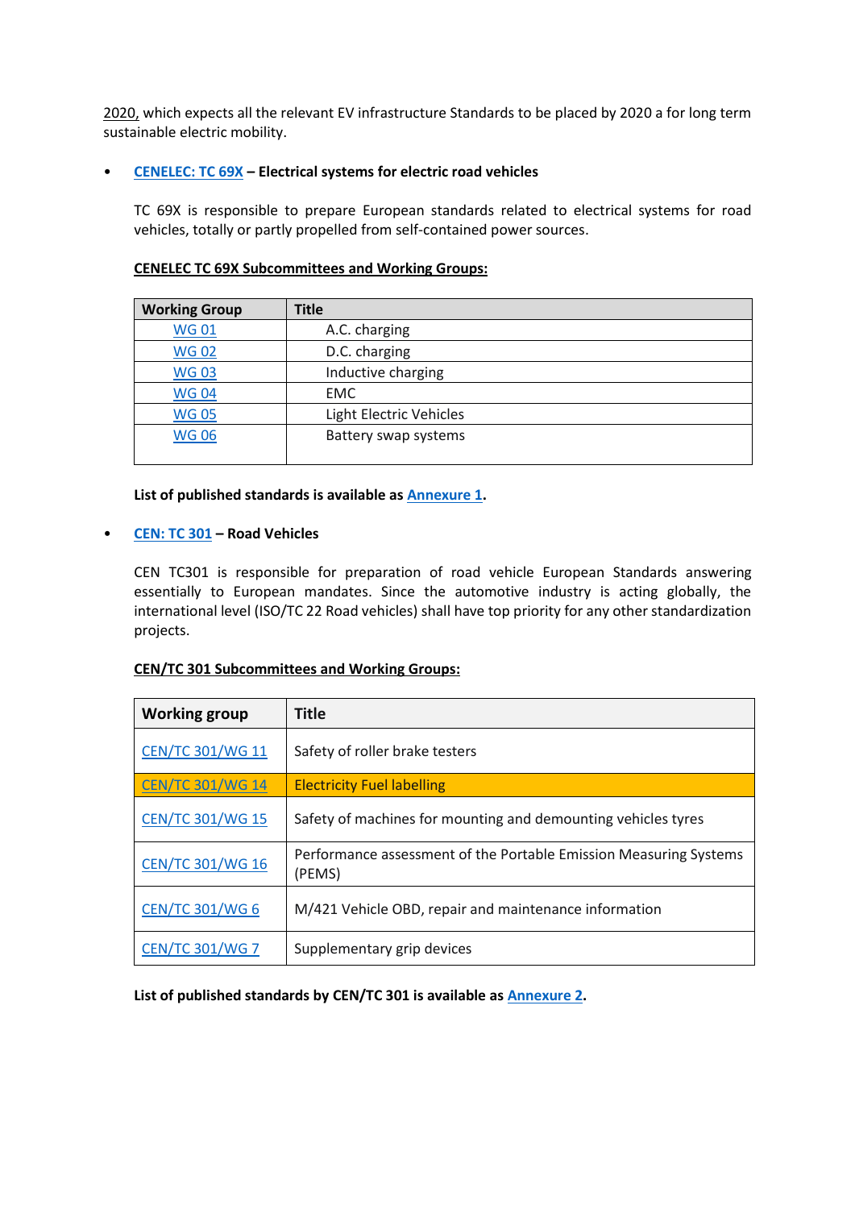2020, which expects all the relevant EV infrastructure Standards to be placed by 2020 a for long term sustainable electric mobility.

- **CENELEC: TC 69X – Electrical systems for electric road vehicles**

  TC 69X is responsible to prepare European standards related to electrical systems for road vehicles, totally or partly propelled from self-contained power sources.

  **CENELEC TC 69X Subcommittees and Working Groups:**

| Working Group | Title |
|---|---|
| WG 01 | A.C. charging |
| WG 02 | D.C. charging |
| WG 03 | Inductive charging |
| WG 04 | EMC |
| WG 05 | Light Electric Vehicles |
| WG 06 | Battery swap systems |

  **List of published standards is available as Annexure 1.**

- **CEN: TC 301 – Road Vehicles**

  CEN TC301 is responsible for preparation of road vehicle European Standards answering essentially to European mandates. Since the automotive industry is acting globally, the international level (ISO/TC 22 Road vehicles) shall have top priority for any other standardization projects.

  **CEN/TC 301 Subcommittees and Working Groups:**

| Working group | Title |
|---|---|
| CEN/TC 301/WG 11 | Safety of roller brake testers |
| CEN/TC 301/WG 14 | Electricity Fuel labelling |
| CEN/TC 301/WG 15 | Safety of machines for mounting and demounting vehicles tyres |
| CEN/TC 301/WG 16 | Performance assessment of the Portable Emission Measuring Systems (PEMS) |
| CEN/TC 301/WG 6 | M/421 Vehicle OBD, repair and maintenance information |
| CEN/TC 301/WG 7 | Supplementary grip devices |

  **List of published standards by CEN/TC 301 is available as Annexure 2.**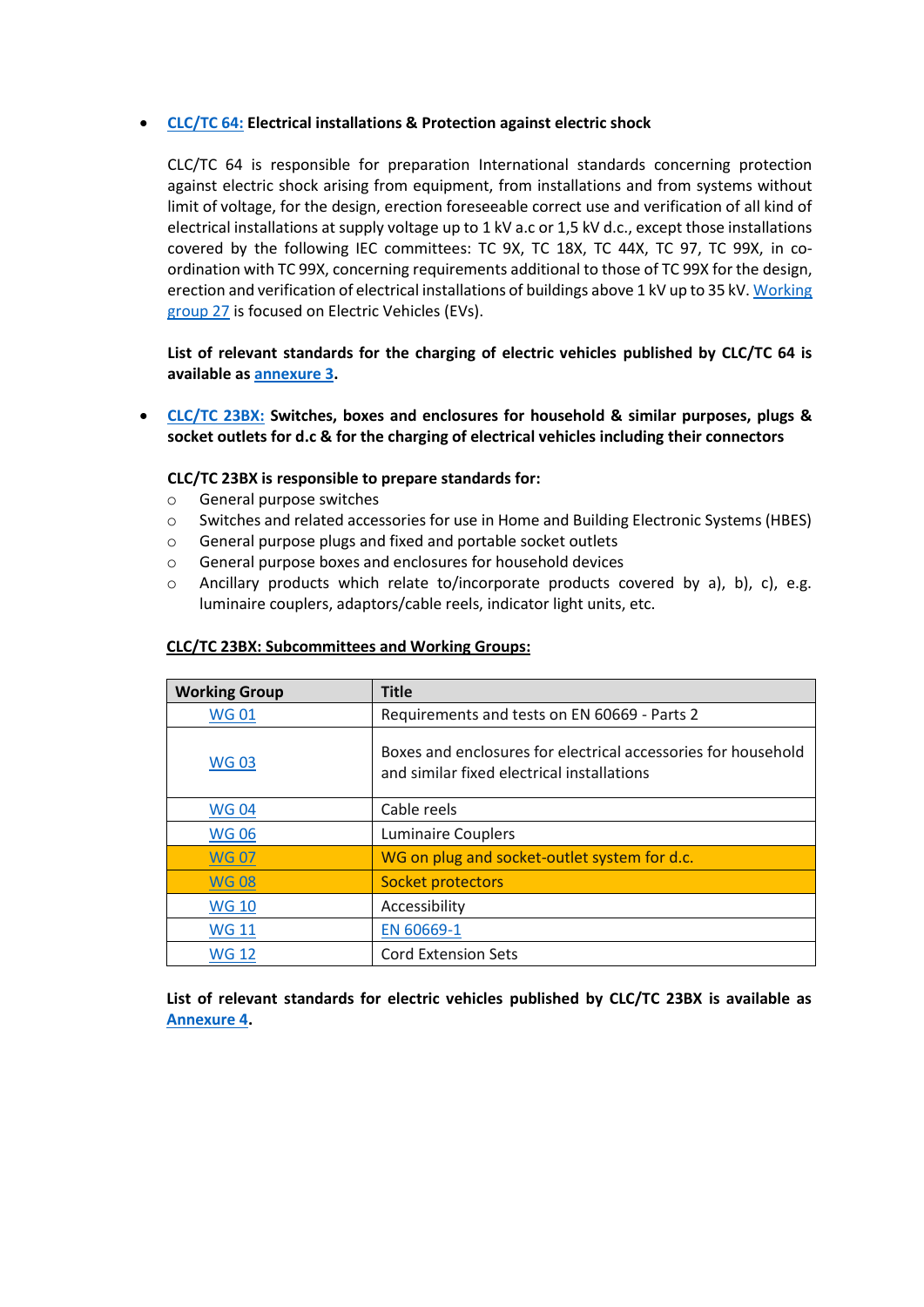- **CLC/TC 64: Electrical installations & Protection against electric shock**

  CLC/TC 64 is responsible for preparation International standards concerning protection against electric shock arising from equipment, from installations and from systems without limit of voltage, for the design, erection foreseeable correct use and verification of all kind of electrical installations at supply voltage up to 1 kV a.c or 1,5 kV d.c., except those installations covered by the following IEC committees: TC 9X, TC 18X, TC 44X, TC 97, TC 99X, in co-ordination with TC 99X, concerning requirements additional to those of TC 99X for the design, erection and verification of electrical installations of buildings above 1 kV up to 35 kV. Working group 27 is focused on Electric Vehicles (EVs).

  **List of relevant standards for the charging of electric vehicles published by CLC/TC 64 is available as annexure 3.**

- **CLC/TC 23BX: Switches, boxes and enclosures for household & similar purposes, plugs & socket outlets for d.c & for the charging of electrical vehicles including their connectors**

  **CLC/TC 23BX is responsible to prepare standards for:**
  - General purpose switches
  - Switches and related accessories for use in Home and Building Electronic Systems (HBES)
  - General purpose plugs and fixed and portable socket outlets
  - General purpose boxes and enclosures for household devices
  - Ancillary products which relate to/incorporate products covered by a), b), c), e.g. luminaire couplers, adaptors/cable reels, indicator light units, etc.

  **CLC/TC 23BX: Subcommittees and Working Groups:**

  | Working Group | Title |
  | --- | --- |
  | WG 01 | Requirements and tests on EN 60669 - Parts 2 |
  | WG 03 | Boxes and enclosures for electrical accessories for household and similar fixed electrical installations |
  | WG 04 | Cable reels |
  | WG 06 | Luminaire Couplers |
  | WG 07 | WG on plug and socket-outlet system for d.c. |
  | WG 08 | Socket protectors |
  | WG 10 | Accessibility |
  | WG 11 | EN 60669-1 |
  | WG 12 | Cord Extension Sets |

  **List of relevant standards for electric vehicles published by CLC/TC 23BX is available as Annexure 4.**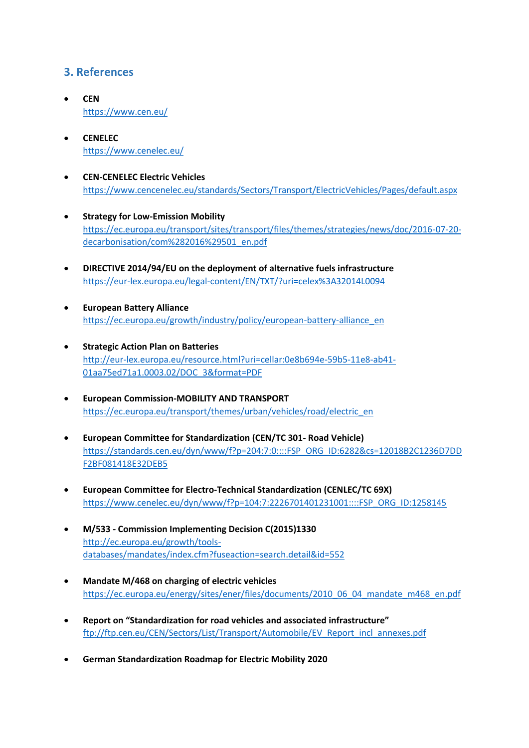## 3. References

- **CEN**
  https://www.cen.eu/

- **CENELEC**
  https://www.cenelec.eu/

- **CEN-CENELEC Electric Vehicles**
  https://www.cencenelec.eu/standards/Sectors/Transport/ElectricVehicles/Pages/default.aspx

- **Strategy for Low-Emission Mobility**
  https://ec.europa.eu/transport/sites/transport/files/themes/strategies/news/doc/2016-07-20-decarbonisation/com%282016%29501_en.pdf

- **DIRECTIVE 2014/94/EU on the deployment of alternative fuels infrastructure**
  https://eur-lex.europa.eu/legal-content/EN/TXT/?uri=celex%3A32014L0094

- **European Battery Alliance**
  https://ec.europa.eu/growth/industry/policy/european-battery-alliance_en

- **Strategic Action Plan on Batteries**
  http://eur-lex.europa.eu/resource.html?uri=cellar:0e8b694e-59b5-11e8-ab41-01aa75ed71a1.0003.02/DOC_3&format=PDF

- **European Commission-MOBILITY AND TRANSPORT**
  https://ec.europa.eu/transport/themes/urban/vehicles/road/electric_en

- **European Committee for Standardization (CEN/TC 301- Road Vehicle)**
  https://standards.cen.eu/dyn/www/f?p=204:7:0::::FSP_ORG_ID:6282&cs=12018B2C1236D7DDF2BF081418E32DEB5

- **European Committee for Electro-Technical Standardization (CENLEC/TC 69X)**
  https://www.cenelec.eu/dyn/www/f?p=104:7:2226701401231001::::FSP_ORG_ID:1258145

- **M/533 - Commission Implementing Decision C(2015)1330**
  http://ec.europa.eu/growth/tools-databases/mandates/index.cfm?fuseaction=search.detail&id=552

- **Mandate M/468 on charging of electric vehicles**
  https://ec.europa.eu/energy/sites/ener/files/documents/2010_06_04_mandate_m468_en.pdf

- **Report on "Standardization for road vehicles and associated infrastructure"**
  ftp://ftp.cen.eu/CEN/Sectors/List/Transport/Automobile/EV_Report_incl_annexes.pdf

- **German Standardization Roadmap for Electric Mobility 2020**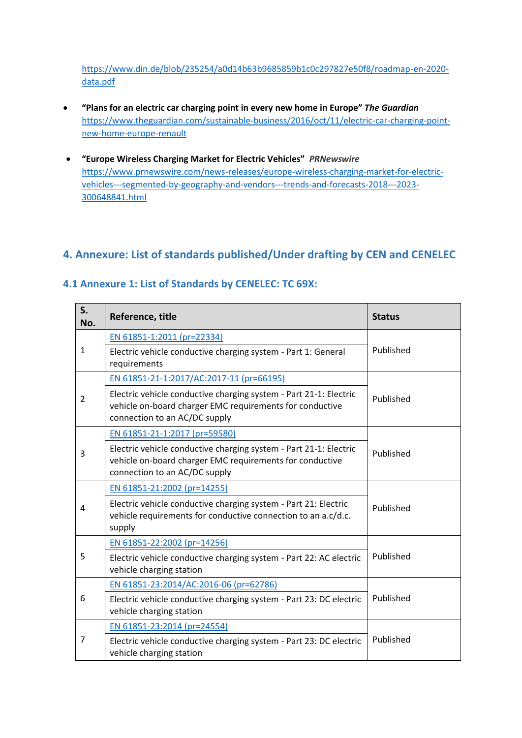https://www.din.de/blob/235254/a0d14b63b9685859b1c0c297827e50f8/roadmap-en-2020-data.pdf

- **"Plans for an electric car charging point in every new home in Europe"** ***The Guardian*** https://www.theguardian.com/sustainable-business/2016/oct/11/electric-car-charging-point-new-home-europe-renault

- **"Europe Wireless Charging Market for Electric Vehicles"** ***PRNewswire*** https://www.prnewswire.com/news-releases/europe-wireless-charging-market-for-electric-vehicles---segmented-by-geography-and-vendors---trends-and-forecasts-2018---2023-300648841.html

## 4. Annexure: List of standards published/Under drafting by CEN and CENELEC

### 4.1 Annexure 1: List of Standards by CENELEC: TC 69X:

| S. No. | Reference, title | Status |
|---|---|---|
| 1 | EN 61851-1:2011 (pr=22334)<br>Electric vehicle conductive charging system - Part 1: General requirements | Published |
| 2 | EN 61851-21-1:2017/AC:2017-11 (pr=66195)<br>Electric vehicle conductive charging system - Part 21-1: Electric vehicle on-board charger EMC requirements for conductive connection to an AC/DC supply | Published |
| 3 | EN 61851-21-1:2017 (pr=59580)<br>Electric vehicle conductive charging system - Part 21-1: Electric vehicle on-board charger EMC requirements for conductive connection to an AC/DC supply | Published |
| 4 | EN 61851-21:2002 (pr=14255)<br>Electric vehicle conductive charging system - Part 21: Electric vehicle requirements for conductive connection to an a.c/d.c. supply | Published |
| 5 | EN 61851-22:2002 (pr=14256)<br>Electric vehicle conductive charging system - Part 22: AC electric vehicle charging station | Published |
| 6 | EN 61851-23:2014/AC:2016-06 (pr=62786)<br>Electric vehicle conductive charging system - Part 23: DC electric vehicle charging station | Published |
| 7 | EN 61851-23:2014 (pr=24554)<br>Electric vehicle conductive charging system - Part 23: DC electric vehicle charging station | Published |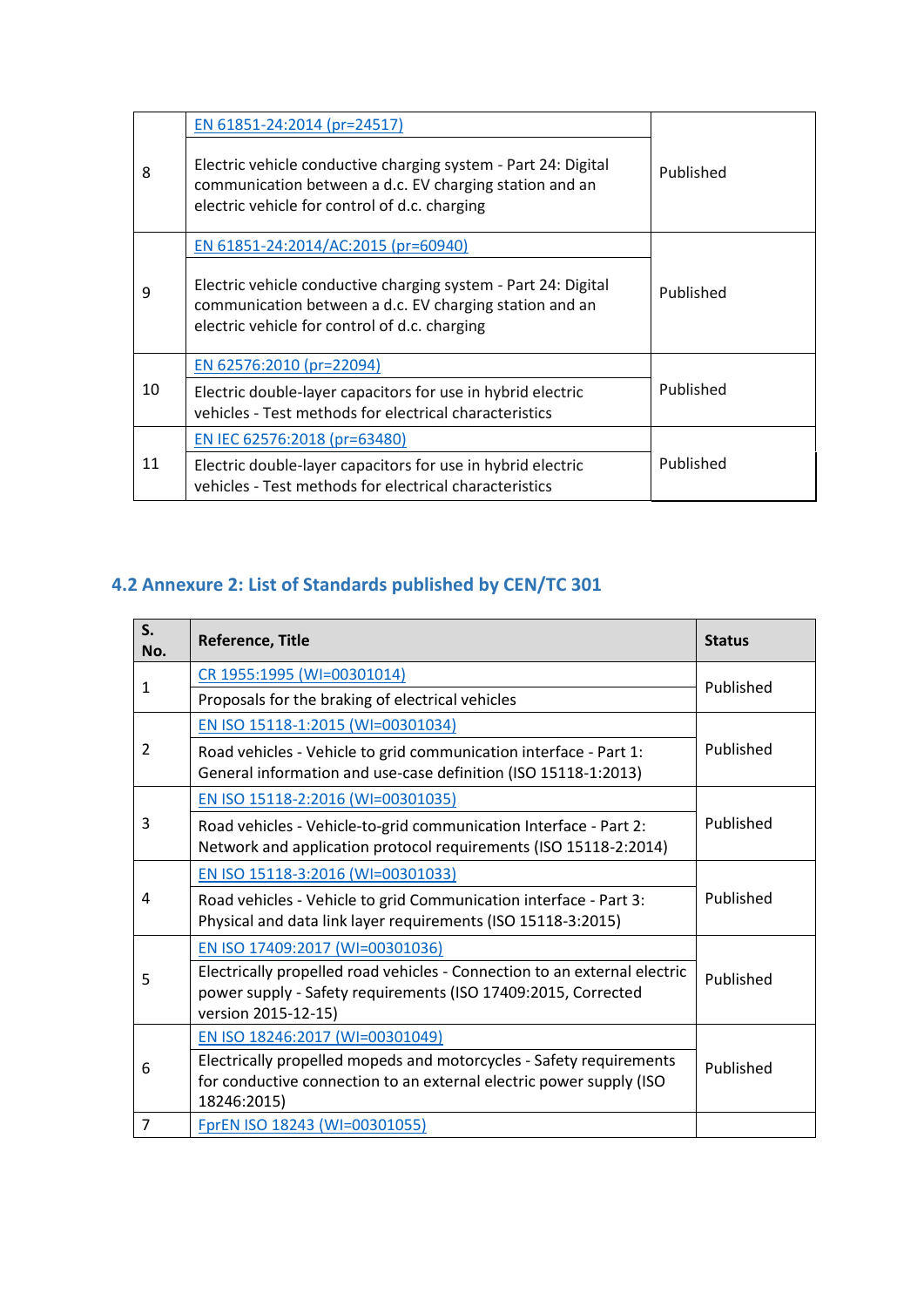| | | |
|---|---|---|
| 8 | EN 61851-24:2014 (pr=24517)<br><br>Electric vehicle conductive charging system - Part 24: Digital communication between a d.c. EV charging station and an electric vehicle for control of d.c. charging | Published |
| 9 | EN 61851-24:2014/AC:2015 (pr=60940)<br><br>Electric vehicle conductive charging system - Part 24: Digital communication between a d.c. EV charging station and an electric vehicle for control of d.c. charging | Published |
| 10 | EN 62576:2010 (pr=22094)<br><br>Electric double-layer capacitors for use in hybrid electric vehicles - Test methods for electrical characteristics | Published |
| 11 | EN IEC 62576:2018 (pr=63480)<br><br>Electric double-layer capacitors for use in hybrid electric vehicles - Test methods for electrical characteristics | Published |

## 4.2 Annexure 2: List of Standards published by CEN/TC 301

| S. No. | Reference, Title | Status |
|---|---|---|
| 1 | CR 1955:1995 (WI=00301014)<br><br>Proposals for the braking of electrical vehicles | Published |
| 2 | EN ISO 15118-1:2015 (WI=00301034)<br><br>Road vehicles - Vehicle to grid communication interface - Part 1: General information and use-case definition (ISO 15118-1:2013) | Published |
| 3 | EN ISO 15118-2:2016 (WI=00301035)<br><br>Road vehicles - Vehicle-to-grid communication Interface - Part 2: Network and application protocol requirements (ISO 15118-2:2014) | Published |
| 4 | EN ISO 15118-3:2016 (WI=00301033)<br><br>Road vehicles - Vehicle to grid Communication interface - Part 3: Physical and data link layer requirements (ISO 15118-3:2015) | Published |
| 5 | EN ISO 17409:2017 (WI=00301036)<br><br>Electrically propelled road vehicles - Connection to an external electric power supply - Safety requirements (ISO 17409:2015, Corrected version 2015-12-15) | Published |
| 6 | EN ISO 18246:2017 (WI=00301049)<br><br>Electrically propelled mopeds and motorcycles - Safety requirements for conductive connection to an external electric power supply (ISO 18246:2015) | Published |
| 7 | FprEN ISO 18243 (WI=00301055) | |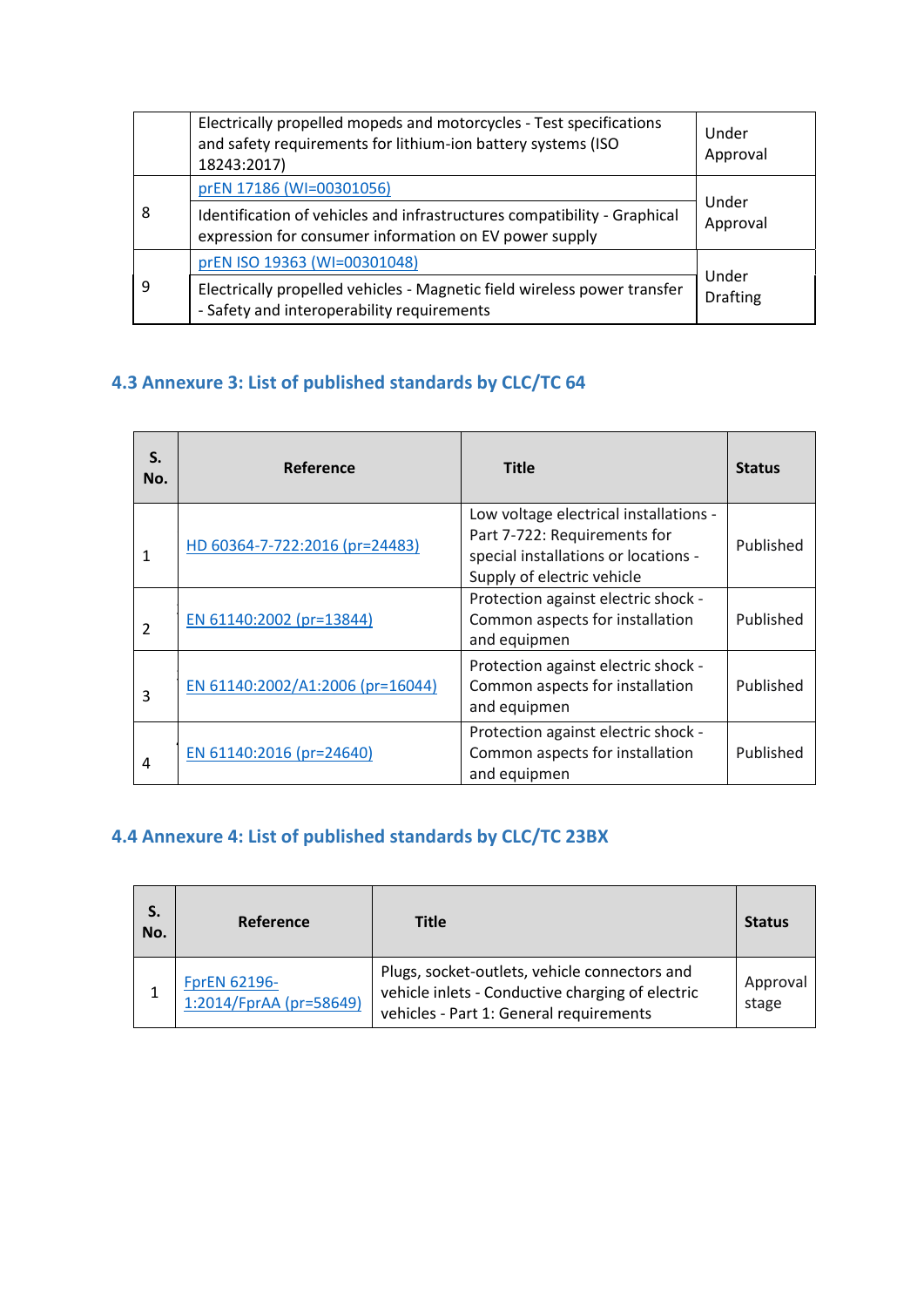| | | |
|---|---|---|
| | Electrically propelled mopeds and motorcycles - Test specifications and safety requirements for lithium-ion battery systems (ISO 18243:2017) | Under Approval |
| 8 | prEN 17186 (WI=00301056)<br>Identification of vehicles and infrastructures compatibility - Graphical expression for consumer information on EV power supply | Under Approval |
| 9 | prEN ISO 19363 (WI=00301048)<br>Electrically propelled vehicles - Magnetic field wireless power transfer - Safety and interoperability requirements | Under Drafting |

### 4.3 Annexure 3: List of published standards by CLC/TC 64

| S. No. | Reference | Title | Status |
|---|---|---|---|
| 1 | HD 60364-7-722:2016 (pr=24483) | Low voltage electrical installations - Part 7-722: Requirements for special installations or locations - Supply of electric vehicle | Published |
| 2 | EN 61140:2002 (pr=13844) | Protection against electric shock - Common aspects for installation and equipmen | Published |
| 3 | EN 61140:2002/A1:2006 (pr=16044) | Protection against electric shock - Common aspects for installation and equipmen | Published |
| 4 | EN 61140:2016 (pr=24640) | Protection against electric shock - Common aspects for installation and equipmen | Published |

### 4.4 Annexure 4: List of published standards by CLC/TC 23BX

| S. No. | Reference | Title | Status |
|---|---|---|---|
| 1 | FprEN 62196-1:2014/FprAA (pr=58649) | Plugs, socket-outlets, vehicle connectors and vehicle inlets - Conductive charging of electric vehicles - Part 1: General requirements | Approval stage |